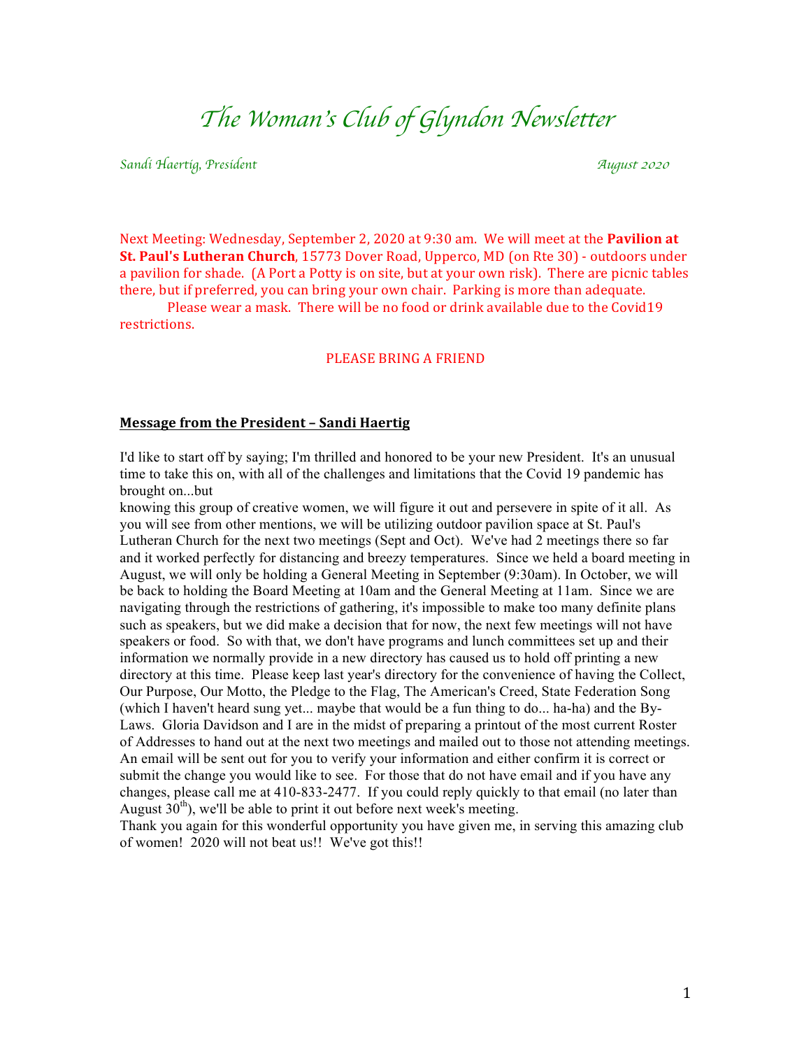# *The Woman's Club of Glyndon Newsletter*

*Sandi Haertig, President* *August 2020*

Next Meeting: Wednesday, September 2, 2020 at 9:30 am. We will meet at the **Pavilion at St. Paul's Lutheran Church**, 15773 Dover Road, Upperco, MD (on Rte 30) - outdoors under a pavilion for shade. (A Port a Potty is on site, but at your own risk). There are picnic tables there, but if preferred, you can bring your own chair. Parking is more than adequate.

Please wear a mask. There will be no food or drink available due to the Covid19 restrictions.

PLEASE BRING A FRIEND

**Message from the President – Sandi Haertig**

I'd like to start off by saying; I'm thrilled and honored to be your new President. It's an unusual time to take this on, with all of the challenges and limitations that the Covid 19 pandemic has brought on...but

knowing this group of creative women, we will figure it out and persevere in spite of it all. As you will see from other mentions, we will be utilizing outdoor pavilion space at St. Paul's Lutheran Church for the next two meetings (Sept and Oct). We've had 2 meetings there so far and it worked perfectly for distancing and breezy temperatures. Since we held a board meeting in August, we will only be holding a General Meeting in September (9:30am). In October, we will be back to holding the Board Meeting at 10am and the General Meeting at 11am. Since we are navigating through the restrictions of gathering, it's impossible to make too many definite plans such as speakers, but we did make a decision that for now, the next few meetings will not have speakers or food. So with that, we don't have programs and lunch committees set up and their information we normally provide in a new directory has caused us to hold off printing a new directory at this time. Please keep last year's directory for the convenience of having the Collect, Our Purpose, Our Motto, the Pledge to the Flag, The American's Creed, State Federation Song (which I haven't heard sung yet... maybe that would be a fun thing to do... ha-ha) and the By-Laws. Gloria Davidson and I are in the midst of preparing a printout of the most current Roster of Addresses to hand out at the next two meetings and mailed out to those not attending meetings. An email will be sent out for you to verify your information and either confirm it is correct or submit the change you would like to see. For those that do not have email and if you have any changes, please call me at 410-833-2477. If you could reply quickly to that email (no later than August 30th), we'll be able to print it out before next week's meeting.

Thank you again for this wonderful opportunity you have given me, in serving this amazing club of women! 2020 will not beat us!! We've got this!!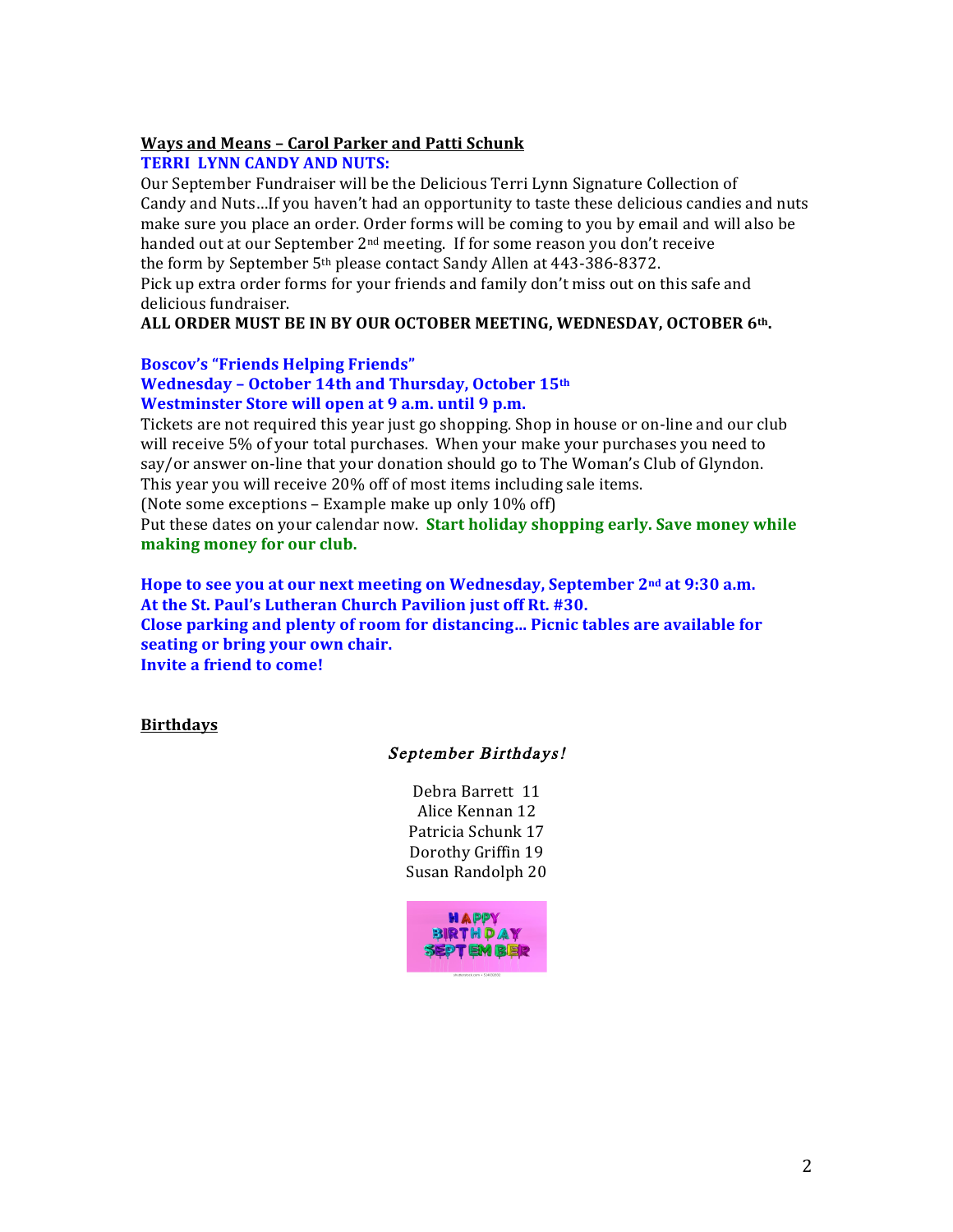**Ways and Means – Carol Parker and Patti Schunk**

**TERRI LYNN CANDY AND NUTS:**

Our September Fundraiser will be the Delicious Terri Lynn Signature Collection of Candy and Nuts…If you haven't had an opportunity to taste these delicious candies and nuts make sure you place an order. Order forms will be coming to you by email and will also be handed out at our September 2nd meeting. If for some reason you don't receive the form by September 5th please contact Sandy Allen at 443-386-8372.

Pick up extra order forms for your friends and family don't miss out on this safe and delicious fundraiser.

**ALL ORDER MUST BE IN BY OUR OCTOBER MEETING, WEDNESDAY, OCTOBER 6th.**

**Boscov's "Friends Helping Friends"**
**Wednesday – October 14th and Thursday, October 15th**
**Westminster Store will open at 9 a.m. until 9 p.m.**

Tickets are not required this year just go shopping. Shop in house or on-line and our club will receive 5% of your total purchases. When your make your purchases you need to say/or answer on-line that your donation should go to The Woman's Club of Glyndon. This year you will receive 20% off of most items including sale items.
(Note some exceptions – Example make up only 10% off)
Put these dates on your calendar now. **Start holiday shopping early. Save money while making money for our club.**

**Hope to see you at our next meeting on Wednesday, September 2nd at 9:30 a.m.**
**At the St. Paul's Lutheran Church Pavilion just off Rt. #30.**
**Close parking and plenty of room for distancing… Picnic tables are available for seating or bring your own chair.**
**Invite a friend to come!**

**Birthdays**

*September Birthdays!*

Debra Barrett 11
Alice Kennan 12
Patricia Schunk 17
Dorothy Griffin 19
Susan Randolph 20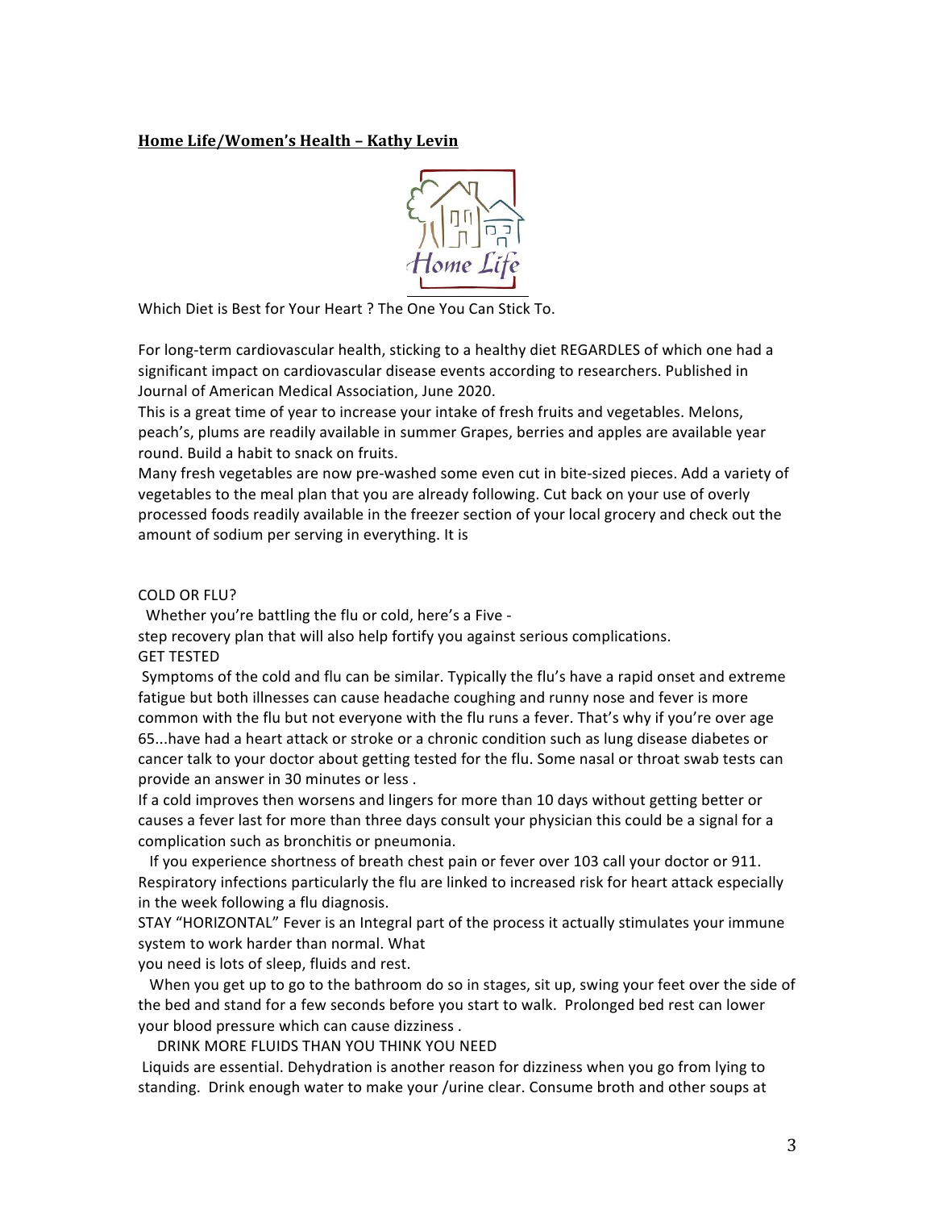**Home Life/Women's Health – Kathy Levin**

Which Diet is Best for Your Heart ? The One You Can Stick To.

For long-term cardiovascular health, sticking to a healthy diet REGARDLES of which one had a significant impact on cardiovascular disease events according to researchers. Published in Journal of American Medical Association, June 2020.

This is a great time of year to increase your intake of fresh fruits and vegetables. Melons, peach's, plums are readily available in summer Grapes, berries and apples are available year round. Build a habit to snack on fruits.

Many fresh vegetables are now pre-washed some even cut in bite-sized pieces. Add a variety of vegetables to the meal plan that you are already following. Cut back on your use of overly processed foods readily available in the freezer section of your local grocery and check out the amount of sodium per serving in everything. It is

COLD OR FLU?

Whether you're battling the flu or cold, here's a Five - step recovery plan that will also help fortify you against serious complications.

GET TESTED

Symptoms of the cold and flu can be similar. Typically the flu's have a rapid onset and extreme fatigue but both illnesses can cause headache coughing and runny nose and fever is more common with the flu but not everyone with the flu runs a fever. That's why if you're over age 65...have had a heart attack or stroke or a chronic condition such as lung disease diabetes or cancer talk to your doctor about getting tested for the flu. Some nasal or throat swab tests can provide an answer in 30 minutes or less .

If a cold improves then worsens and lingers for more than 10 days without getting better or causes a fever last for more than three days consult your physician this could be a signal for a complication such as bronchitis or pneumonia.

If you experience shortness of breath chest pain or fever over 103 call your doctor or 911. Respiratory infections particularly the flu are linked to increased risk for heart attack especially in the week following a flu diagnosis.

STAY "HORIZONTAL" Fever is an Integral part of the process it actually stimulates your immune system to work harder than normal. What you need is lots of sleep, fluids and rest.

When you get up to go to the bathroom do so in stages, sit up, swing your feet over the side of the bed and stand for a few seconds before you start to walk. Prolonged bed rest can lower your blood pressure which can cause dizziness .

DRINK MORE FLUIDS THAN YOU THINK YOU NEED

Liquids are essential. Dehydration is another reason for dizziness when you go from lying to standing. Drink enough water to make your /urine clear. Consume broth and other soups at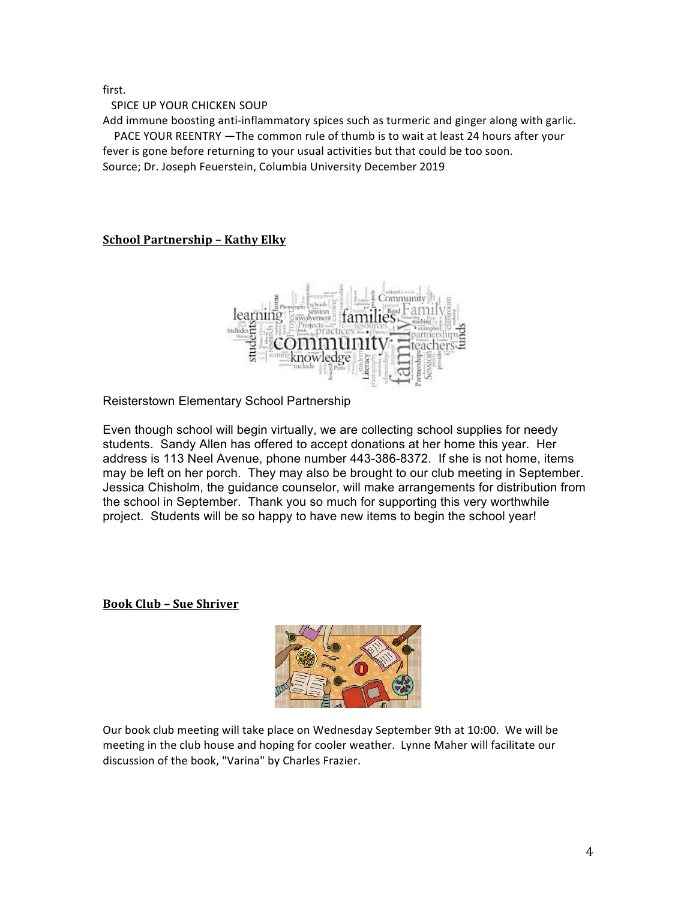first.

SPICE UP YOUR CHICKEN SOUP

Add immune boosting anti-inflammatory spices such as turmeric and ginger along with garlic.

PACE YOUR REENTRY —The common rule of thumb is to wait at least 24 hours after your fever is gone before returning to your usual activities but that could be too soon.

Source; Dr. Joseph Feuerstein, Columbia University December 2019

**School Partnership – Kathy Elky**

Reisterstown Elementary School Partnership

Even though school will begin virtually, we are collecting school supplies for needy students. Sandy Allen has offered to accept donations at her home this year. Her address is 113 Neel Avenue, phone number 443-386-8372. If she is not home, items may be left on her porch. They may also be brought to our club meeting in September. Jessica Chisholm, the guidance counselor, will make arrangements for distribution from the school in September. Thank you so much for supporting this very worthwhile project. Students will be so happy to have new items to begin the school year!

**Book Club – Sue Shriver**

Our book club meeting will take place on Wednesday September 9th at 10:00. We will be meeting in the club house and hoping for cooler weather. Lynne Maher will facilitate our discussion of the book, "Varina" by Charles Frazier.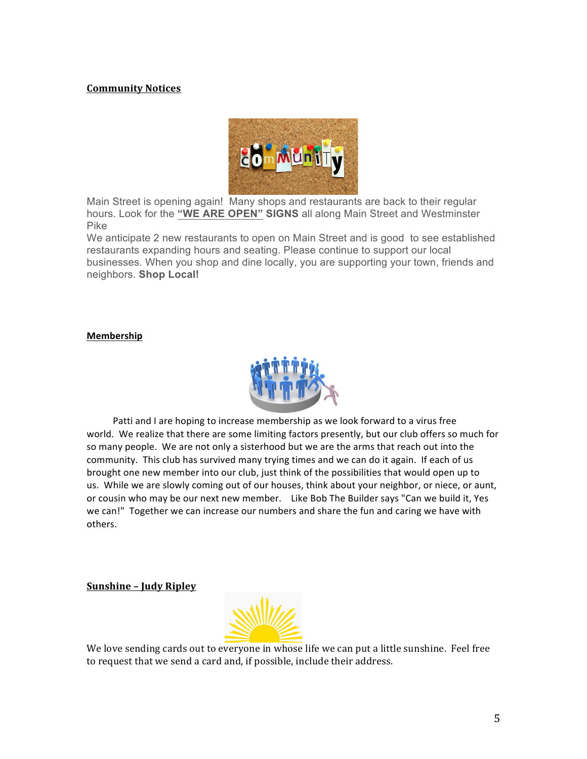## Community Notices

Main Street is opening again!  Many shops and restaurants are back to their regular hours. Look for the **"WE ARE OPEN" SIGNS** all along Main Street and Westminster Pike

We anticipate 2 new restaurants to open on Main Street and is good  to see established restaurants expanding hours and seating. Please continue to support our local businesses. When you shop and dine locally, you are supporting your town, friends and neighbors. **Shop Local!**

## Membership

Patti and I are hoping to increase membership as we look forward to a virus free world.  We realize that there are some limiting factors presently, but our club offers so much for so many people.  We are not only a sisterhood but we are the arms that reach out into the community.  This club has survived many trying times and we can do it again.  If each of us brought one new member into our club, just think of the possibilities that would open up to us.  While we are slowly coming out of our houses, think about your neighbor, or niece, or aunt, or cousin who may be our next new member.   Like Bob The Builder says "Can we build it, Yes we can!"  Together we can increase our numbers and share the fun and caring we have with others.

## Sunshine – Judy Ripley

We love sending cards out to everyone in whose life we can put a little sunshine.  Feel free to request that we send a card and, if possible, include their address.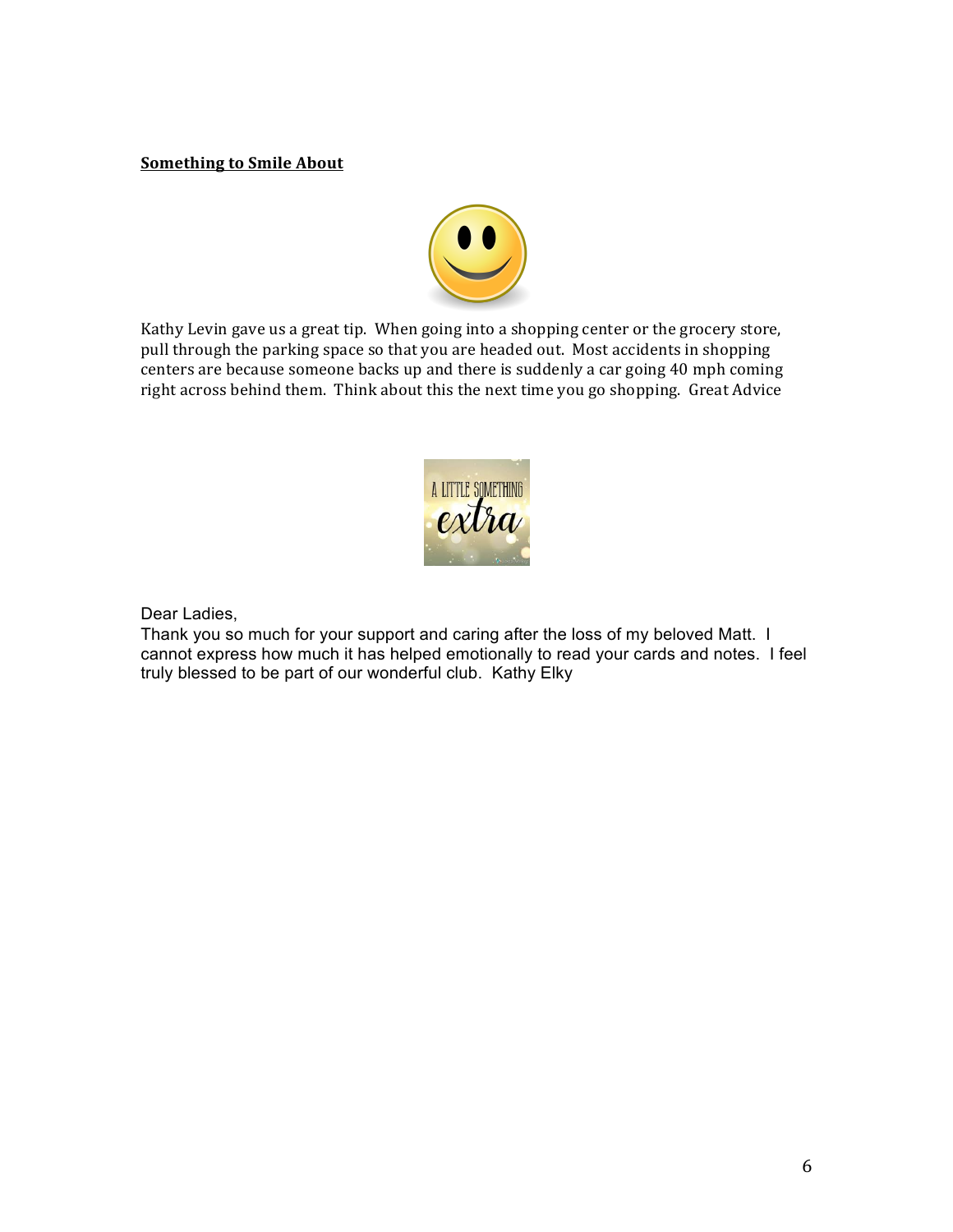**Something to Smile About**

Kathy Levin gave us a great tip. When going into a shopping center or the grocery store, pull through the parking space so that you are headed out. Most accidents in shopping centers are because someone backs up and there is suddenly a car going 40 mph coming right across behind them. Think about this the next time you go shopping. Great Advice

Dear Ladies,
Thank you so much for your support and caring after the loss of my beloved Matt. I cannot express how much it has helped emotionally to read your cards and notes. I feel truly blessed to be part of our wonderful club. Kathy Elky